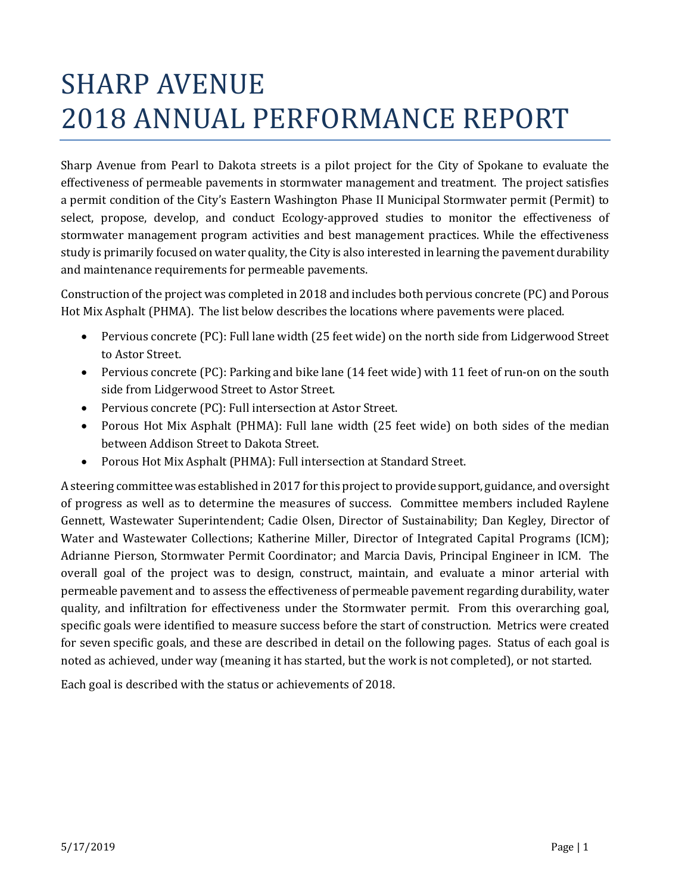# SHARP AVENUE 2018 ANNUAL PERFORMANCE REPORT

Sharp Avenue from Pearl to Dakota streets is a pilot project for the City of Spokane to evaluate the effectiveness of permeable pavements in stormwater management and treatment. The project satisfies a permit condition of the City's Eastern Washington Phase II Municipal Stormwater permit (Permit) to select, propose, develop, and conduct Ecology-approved studies to monitor the effectiveness of stormwater management program activities and best management practices. While the effectiveness study is primarily focused on water quality, the City is also interested in learning the pavement durability and maintenance requirements for permeable pavements.

Construction of the project was completed in 2018 and includes both pervious concrete (PC) and Porous Hot Mix Asphalt (PHMA). The list below describes the locations where pavements were placed.

- Pervious concrete (PC): Full lane width (25 feet wide) on the north side from Lidgerwood Street to Astor Street.
- Pervious concrete (PC): Parking and bike lane (14 feet wide) with 11 feet of run-on on the south side from Lidgerwood Street to Astor Street.
- Pervious concrete (PC): Full intersection at Astor Street.
- Porous Hot Mix Asphalt (PHMA): Full lane width (25 feet wide) on both sides of the median between Addison Street to Dakota Street.
- Porous Hot Mix Asphalt (PHMA): Full intersection at Standard Street.

A steering committee was established in 2017 for this project to provide support, guidance, and oversight of progress as well as to determine the measures of success. Committee members included Raylene Gennett, Wastewater Superintendent; Cadie Olsen, Director of Sustainability; Dan Kegley, Director of Water and Wastewater Collections; Katherine Miller, Director of Integrated Capital Programs (ICM); Adrianne Pierson, Stormwater Permit Coordinator; and Marcia Davis, Principal Engineer in ICM. The overall goal of the project was to design, construct, maintain, and evaluate a minor arterial with permeable pavement and to assess the effectiveness of permeable pavement regarding durability, water quality, and infiltration for effectiveness under the Stormwater permit. From this overarching goal, specific goals were identified to measure success before the start of construction. Metrics were created for seven specific goals, and these are described in detail on the following pages. Status of each goal is noted as achieved, under way (meaning it has started, but the work is not completed), or not started.

Each goal is described with the status or achievements of 2018.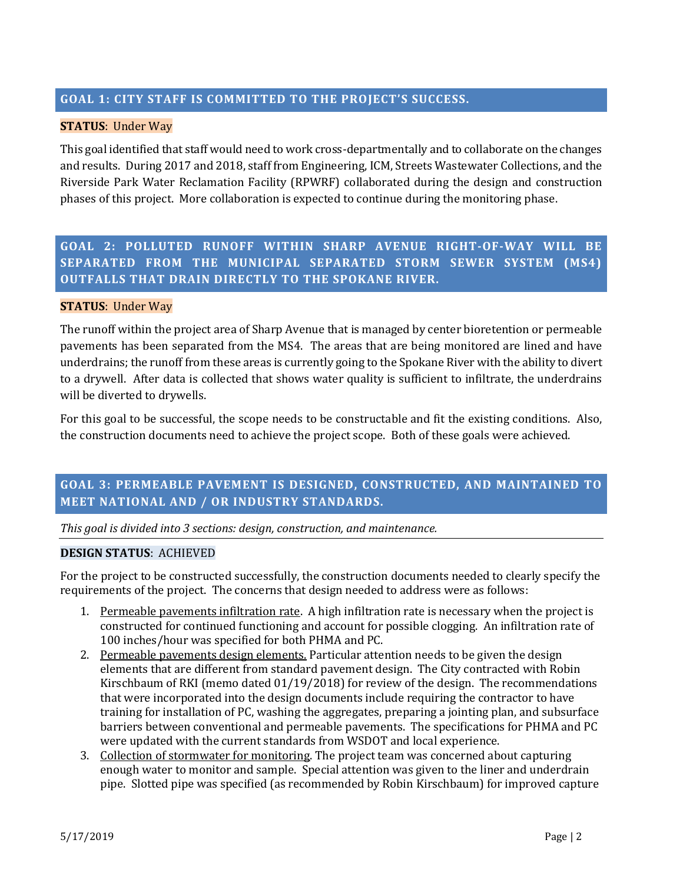## GOAL 1: CITY STAFF IS COMMITTED TO THE PROJECT'S SUCCESS.

**STATUS**: Under Way

This goal identified that staff would need to work cross-departmentally and to collaborate on the changes and results. During 2017 and 2018, staff from Engineering, ICM, Streets Wastewater Collections, and the Riverside Park Water Reclamation Facility (RPWRF) collaborated during the design and construction phases of this project. More collaboration is expected to continue during the monitoring phase.

## GOAL 2: POLLUTED RUNOFF WITHIN SHARP AVENUE RIGHT-OF-WAY WILL BE SEPARATED FROM THE MUNICIPAL SEPARATED STORM SEWER SYSTEM (MS4) OUTFALLS THAT DRAIN DIRECTLY TO THE SPOKANE RIVER.

**STATUS**: Under Way

The runoff within the project area of Sharp Avenue that is managed by center bioretention or permeable pavements has been separated from the MS4. The areas that are being monitored are lined and have underdrains; the runoff from these areas is currently going to the Spokane River with the ability to divert to a drywell. After data is collected that shows water quality is sufficient to infiltrate, the underdrains will be diverted to drywells.

For this goal to be successful, the scope needs to be constructable and fit the existing conditions. Also, the construction documents need to achieve the project scope. Both of these goals were achieved.

## GOAL 3: PERMEABLE PAVEMENT IS DESIGNED, CONSTRUCTED, AND MAINTAINED TO MEET NATIONAL AND / OR INDUSTRY STANDARDS.

*This goal is divided into 3 sections: design, construction, and maintenance.*

**DESIGN STATUS**: ACHIEVED

For the project to be constructed successfully, the construction documents needed to clearly specify the requirements of the project. The concerns that design needed to address were as follows:

1. Permeable pavements infiltration rate. A high infiltration rate is necessary when the project is constructed for continued functioning and account for possible clogging. An infiltration rate of 100 inches/hour was specified for both PHMA and PC.
2. Permeable pavements design elements. Particular attention needs to be given the design elements that are different from standard pavement design. The City contracted with Robin Kirschbaum of RKI (memo dated 01/19/2018) for review of the design. The recommendations that were incorporated into the design documents include requiring the contractor to have training for installation of PC, washing the aggregates, preparing a jointing plan, and subsurface barriers between conventional and permeable pavements. The specifications for PHMA and PC were updated with the current standards from WSDOT and local experience.
3. Collection of stormwater for monitoring. The project team was concerned about capturing enough water to monitor and sample. Special attention was given to the liner and underdrain pipe. Slotted pipe was specified (as recommended by Robin Kirschbaum) for improved capture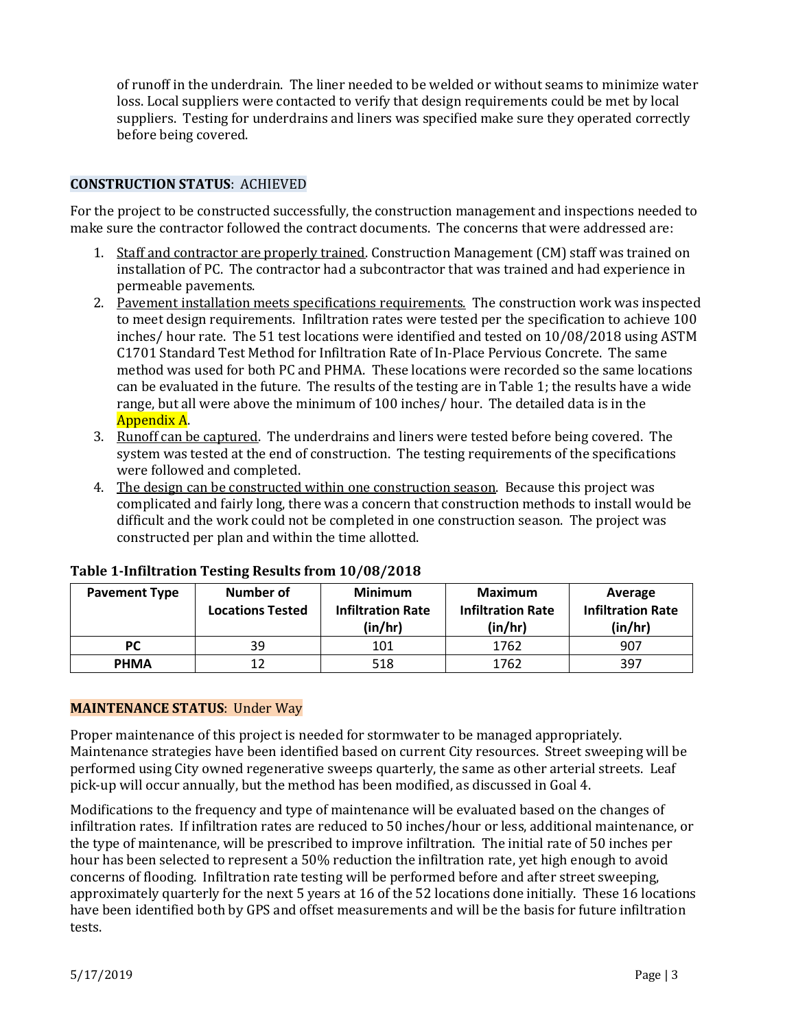of runoff in the underdrain. The liner needed to be welded or without seams to minimize water loss. Local suppliers were contacted to verify that design requirements could be met by local suppliers. Testing for underdrains and liners was specified make sure they operated correctly before being covered.

**CONSTRUCTION STATUS**: ACHIEVED

For the project to be constructed successfully, the construction management and inspections needed to make sure the contractor followed the contract documents. The concerns that were addressed are:

1. Staff and contractor are properly trained. Construction Management (CM) staff was trained on installation of PC. The contractor had a subcontractor that was trained and had experience in permeable pavements.
2. Pavement installation meets specifications requirements. The construction work was inspected to meet design requirements. Infiltration rates were tested per the specification to achieve 100 inches/ hour rate. The 51 test locations were identified and tested on 10/08/2018 using ASTM C1701 Standard Test Method for Infiltration Rate of In-Place Pervious Concrete. The same method was used for both PC and PHMA. These locations were recorded so the same locations can be evaluated in the future. The results of the testing are in Table 1; the results have a wide range, but all were above the minimum of 100 inches/ hour. The detailed data is in the Appendix A.
3. Runoff can be captured. The underdrains and liners were tested before being covered. The system was tested at the end of construction. The testing requirements of the specifications were followed and completed.
4. The design can be constructed within one construction season. Because this project was complicated and fairly long, there was a concern that construction methods to install would be difficult and the work could not be completed in one construction season. The project was constructed per plan and within the time allotted.

**Table 1-Infiltration Testing Results from 10/08/2018**

| Pavement Type | Number of Locations Tested | Minimum Infiltration Rate (in/hr) | Maximum Infiltration Rate (in/hr) | Average Infiltration Rate (in/hr) |
|---|---|---|---|---|
| PC | 39 | 101 | 1762 | 907 |
| PHMA | 12 | 518 | 1762 | 397 |

**MAINTENANCE STATUS**: Under Way

Proper maintenance of this project is needed for stormwater to be managed appropriately. Maintenance strategies have been identified based on current City resources. Street sweeping will be performed using City owned regenerative sweeps quarterly, the same as other arterial streets. Leaf pick-up will occur annually, but the method has been modified, as discussed in Goal 4.

Modifications to the frequency and type of maintenance will be evaluated based on the changes of infiltration rates. If infiltration rates are reduced to 50 inches/hour or less, additional maintenance, or the type of maintenance, will be prescribed to improve infiltration. The initial rate of 50 inches per hour has been selected to represent a 50% reduction the infiltration rate, yet high enough to avoid concerns of flooding. Infiltration rate testing will be performed before and after street sweeping, approximately quarterly for the next 5 years at 16 of the 52 locations done initially. These 16 locations have been identified both by GPS and offset measurements and will be the basis for future infiltration tests.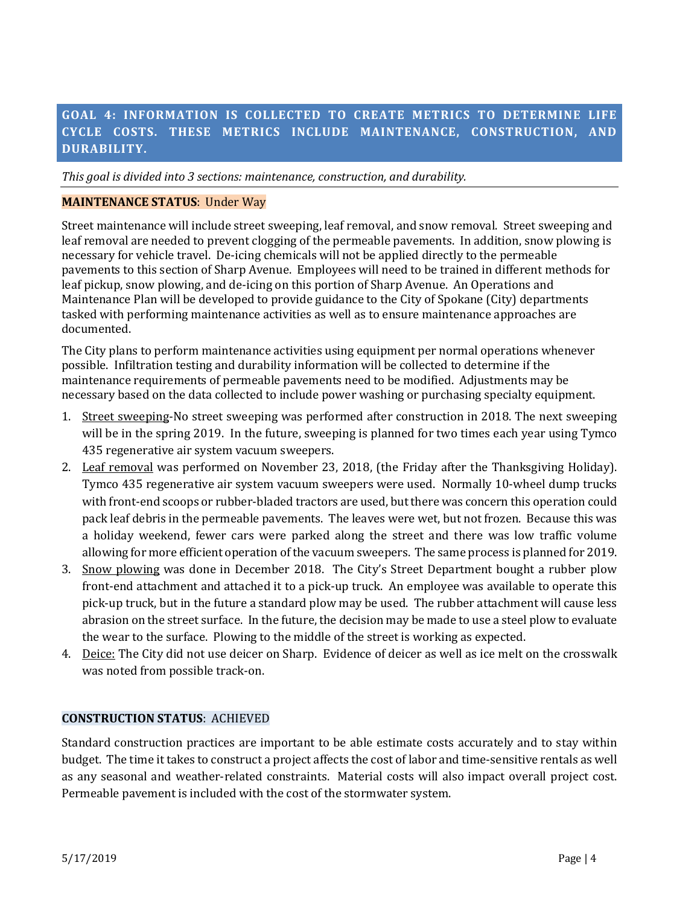## GOAL 4: INFORMATION IS COLLECTED TO CREATE METRICS TO DETERMINE LIFE CYCLE COSTS. THESE METRICS INCLUDE MAINTENANCE, CONSTRUCTION, AND DURABILITY.

*This goal is divided into 3 sections: maintenance, construction, and durability.*

**MAINTENANCE STATUS**: Under Way

Street maintenance will include street sweeping, leaf removal, and snow removal. Street sweeping and leaf removal are needed to prevent clogging of the permeable pavements. In addition, snow plowing is necessary for vehicle travel. De-icing chemicals will not be applied directly to the permeable pavements to this section of Sharp Avenue. Employees will need to be trained in different methods for leaf pickup, snow plowing, and de-icing on this portion of Sharp Avenue. An Operations and Maintenance Plan will be developed to provide guidance to the City of Spokane (City) departments tasked with performing maintenance activities as well as to ensure maintenance approaches are documented.

The City plans to perform maintenance activities using equipment per normal operations whenever possible. Infiltration testing and durability information will be collected to determine if the maintenance requirements of permeable pavements need to be modified. Adjustments may be necessary based on the data collected to include power washing or purchasing specialty equipment.

1. Street sweeping-No street sweeping was performed after construction in 2018. The next sweeping will be in the spring 2019. In the future, sweeping is planned for two times each year using Tymco 435 regenerative air system vacuum sweepers.
2. Leaf removal was performed on November 23, 2018, (the Friday after the Thanksgiving Holiday). Tymco 435 regenerative air system vacuum sweepers were used. Normally 10-wheel dump trucks with front-end scoops or rubber-bladed tractors are used, but there was concern this operation could pack leaf debris in the permeable pavements. The leaves were wet, but not frozen. Because this was a holiday weekend, fewer cars were parked along the street and there was low traffic volume allowing for more efficient operation of the vacuum sweepers. The same process is planned for 2019.
3. Snow plowing was done in December 2018. The City's Street Department bought a rubber plow front-end attachment and attached it to a pick-up truck. An employee was available to operate this pick-up truck, but in the future a standard plow may be used. The rubber attachment will cause less abrasion on the street surface. In the future, the decision may be made to use a steel plow to evaluate the wear to the surface. Plowing to the middle of the street is working as expected.
4. Deice: The City did not use deicer on Sharp. Evidence of deicer as well as ice melt on the crosswalk was noted from possible track-on.

**CONSTRUCTION STATUS**: ACHIEVED

Standard construction practices are important to be able estimate costs accurately and to stay within budget. The time it takes to construct a project affects the cost of labor and time-sensitive rentals as well as any seasonal and weather-related constraints. Material costs will also impact overall project cost. Permeable pavement is included with the cost of the stormwater system.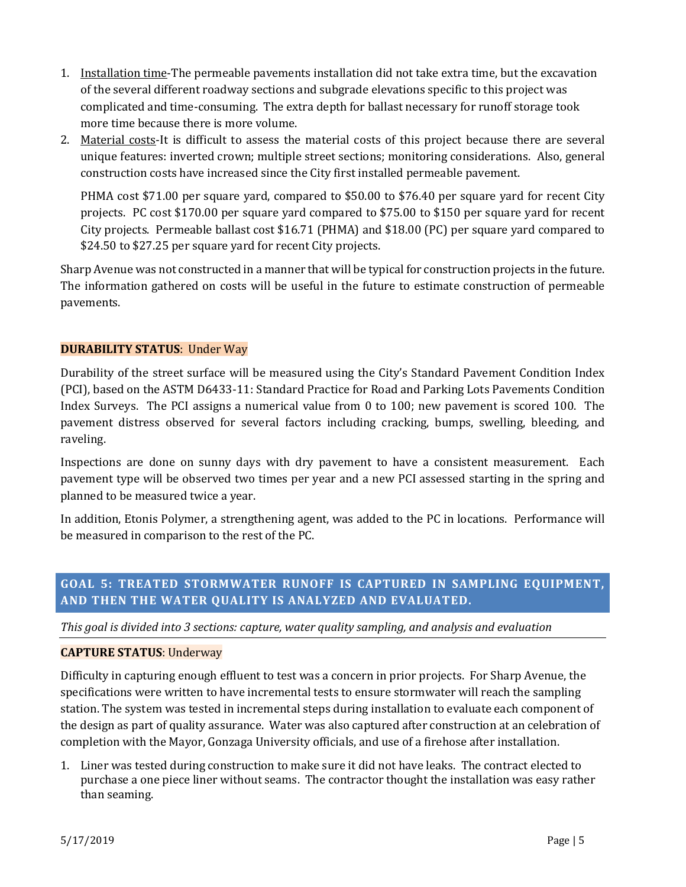1. Installation time-The permeable pavements installation did not take extra time, but the excavation of the several different roadway sections and subgrade elevations specific to this project was complicated and time-consuming. The extra depth for ballast necessary for runoff storage took more time because there is more volume.
2. Material costs-It is difficult to assess the material costs of this project because there are several unique features: inverted crown; multiple street sections; monitoring considerations. Also, general construction costs have increased since the City first installed permeable pavement.

   PHMA cost $71.00 per square yard, compared to $50.00 to $76.40 per square yard for recent City projects. PC cost $170.00 per square yard compared to $75.00 to $150 per square yard for recent City projects. Permeable ballast cost $16.71 (PHMA) and $18.00 (PC) per square yard compared to $24.50 to $27.25 per square yard for recent City projects.

Sharp Avenue was not constructed in a manner that will be typical for construction projects in the future. The information gathered on costs will be useful in the future to estimate construction of permeable pavements.

**DURABILITY STATUS**: Under Way

Durability of the street surface will be measured using the City's Standard Pavement Condition Index (PCI), based on the ASTM D6433-11: Standard Practice for Road and Parking Lots Pavements Condition Index Surveys. The PCI assigns a numerical value from 0 to 100; new pavement is scored 100. The pavement distress observed for several factors including cracking, bumps, swelling, bleeding, and raveling.

Inspections are done on sunny days with dry pavement to have a consistent measurement. Each pavement type will be observed two times per year and a new PCI assessed starting in the spring and planned to be measured twice a year.

In addition, Etonis Polymer, a strengthening agent, was added to the PC in locations. Performance will be measured in comparison to the rest of the PC.

## GOAL 5: TREATED STORMWATER RUNOFF IS CAPTURED IN SAMPLING EQUIPMENT, AND THEN THE WATER QUALITY IS ANALYZED AND EVALUATED.

*This goal is divided into 3 sections: capture, water quality sampling, and analysis and evaluation*

**CAPTURE STATUS**: Underway

Difficulty in capturing enough effluent to test was a concern in prior projects. For Sharp Avenue, the specifications were written to have incremental tests to ensure stormwater will reach the sampling station. The system was tested in incremental steps during installation to evaluate each component of the design as part of quality assurance. Water was also captured after construction at an celebration of completion with the Mayor, Gonzaga University officials, and use of a firehose after installation.

1. Liner was tested during construction to make sure it did not have leaks. The contract elected to purchase a one piece liner without seams. The contractor thought the installation was easy rather than seaming.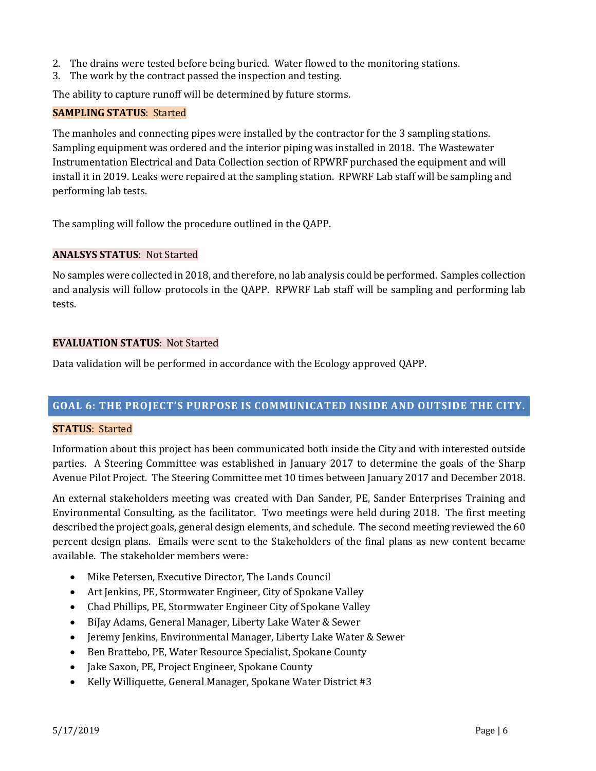2. The drains were tested before being buried. Water flowed to the monitoring stations.
3. The work by the contract passed the inspection and testing.

The ability to capture runoff will be determined by future storms.

**SAMPLING STATUS**: Started

The manholes and connecting pipes were installed by the contractor for the 3 sampling stations. Sampling equipment was ordered and the interior piping was installed in 2018. The Wastewater Instrumentation Electrical and Data Collection section of RPWRF purchased the equipment and will install it in 2019. Leaks were repaired at the sampling station. RPWRF Lab staff will be sampling and performing lab tests.

The sampling will follow the procedure outlined in the QAPP.

**ANALSYS STATUS**: Not Started

No samples were collected in 2018, and therefore, no lab analysis could be performed. Samples collection and analysis will follow protocols in the QAPP. RPWRF Lab staff will be sampling and performing lab tests.

**EVALUATION STATUS**: Not Started

Data validation will be performed in accordance with the Ecology approved QAPP.

## GOAL 6: THE PROJECT'S PURPOSE IS COMMUNICATED INSIDE AND OUTSIDE THE CITY.

**STATUS**: Started

Information about this project has been communicated both inside the City and with interested outside parties. A Steering Committee was established in January 2017 to determine the goals of the Sharp Avenue Pilot Project. The Steering Committee met 10 times between January 2017 and December 2018.

An external stakeholders meeting was created with Dan Sander, PE, Sander Enterprises Training and Environmental Consulting, as the facilitator. Two meetings were held during 2018. The first meeting described the project goals, general design elements, and schedule. The second meeting reviewed the 60 percent design plans. Emails were sent to the Stakeholders of the final plans as new content became available. The stakeholder members were:

- Mike Petersen, Executive Director, The Lands Council
- Art Jenkins, PE, Stormwater Engineer, City of Spokane Valley
- Chad Phillips, PE, Stormwater Engineer City of Spokane Valley
- BiJay Adams, General Manager, Liberty Lake Water & Sewer
- Jeremy Jenkins, Environmental Manager, Liberty Lake Water & Sewer
- Ben Brattebo, PE, Water Resource Specialist, Spokane County
- Jake Saxon, PE, Project Engineer, Spokane County
- Kelly Williquette, General Manager, Spokane Water District #3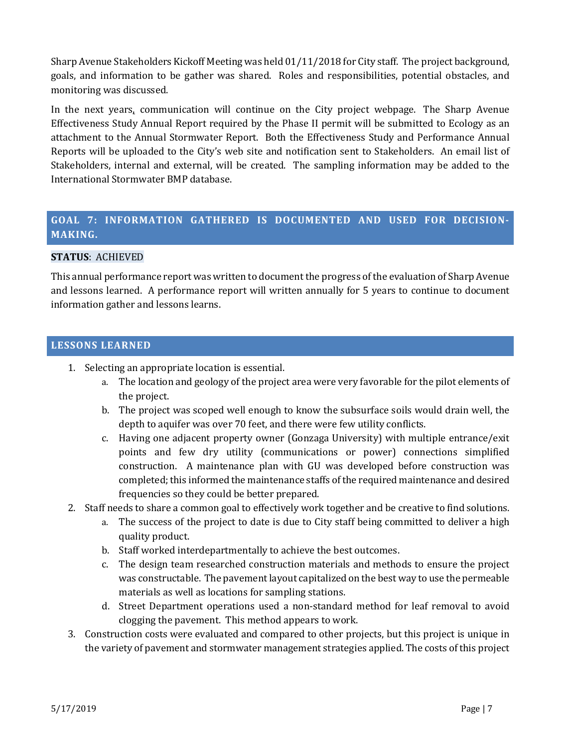Sharp Avenue Stakeholders Kickoff Meeting was held 01/11/2018 for City staff. The project background, goals, and information to be gather was shared. Roles and responsibilities, potential obstacles, and monitoring was discussed.

In the next years, communication will continue on the City project webpage. The Sharp Avenue Effectiveness Study Annual Report required by the Phase II permit will be submitted to Ecology as an attachment to the Annual Stormwater Report. Both the Effectiveness Study and Performance Annual Reports will be uploaded to the City's web site and notification sent to Stakeholders. An email list of Stakeholders, internal and external, will be created. The sampling information may be added to the International Stormwater BMP database.

## GOAL 7: INFORMATION GATHERED IS DOCUMENTED AND USED FOR DECISION-MAKING.

**STATUS**: ACHIEVED

This annual performance report was written to document the progress of the evaluation of Sharp Avenue and lessons learned. A performance report will written annually for 5 years to continue to document information gather and lessons learns.

## LESSONS LEARNED

1. Selecting an appropriate location is essential.
   a. The location and geology of the project area were very favorable for the pilot elements of the project.
   b. The project was scoped well enough to know the subsurface soils would drain well, the depth to aquifer was over 70 feet, and there were few utility conflicts.
   c. Having one adjacent property owner (Gonzaga University) with multiple entrance/exit points and few dry utility (communications or power) connections simplified construction. A maintenance plan with GU was developed before construction was completed; this informed the maintenance staffs of the required maintenance and desired frequencies so they could be better prepared.
2. Staff needs to share a common goal to effectively work together and be creative to find solutions.
   a. The success of the project to date is due to City staff being committed to deliver a high quality product.
   b. Staff worked interdepartmentally to achieve the best outcomes.
   c. The design team researched construction materials and methods to ensure the project was constructable. The pavement layout capitalized on the best way to use the permeable materials as well as locations for sampling stations.
   d. Street Department operations used a non-standard method for leaf removal to avoid clogging the pavement. This method appears to work.
3. Construction costs were evaluated and compared to other projects, but this project is unique in the variety of pavement and stormwater management strategies applied. The costs of this project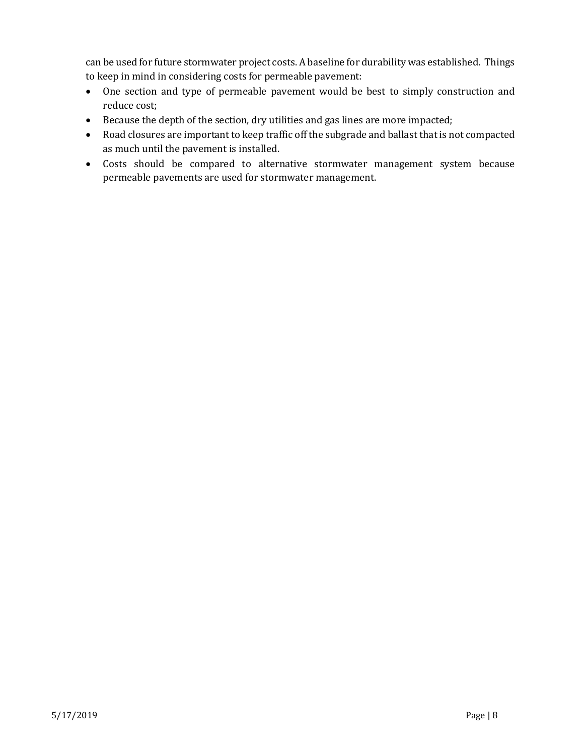can be used for future stormwater project costs. A baseline for durability was established. Things to keep in mind in considering costs for permeable pavement:

- One section and type of permeable pavement would be best to simply construction and reduce cost;
- Because the depth of the section, dry utilities and gas lines are more impacted;
- Road closures are important to keep traffic off the subgrade and ballast that is not compacted as much until the pavement is installed.
- Costs should be compared to alternative stormwater management system because permeable pavements are used for stormwater management.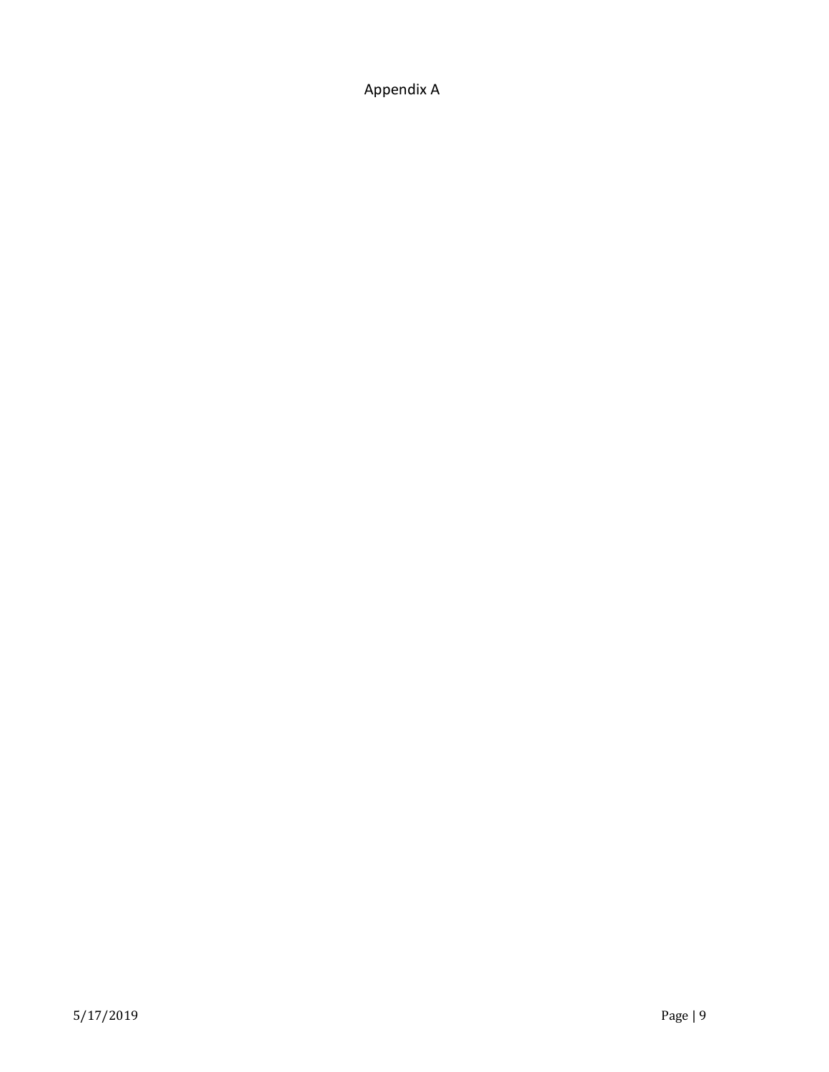# Appendix A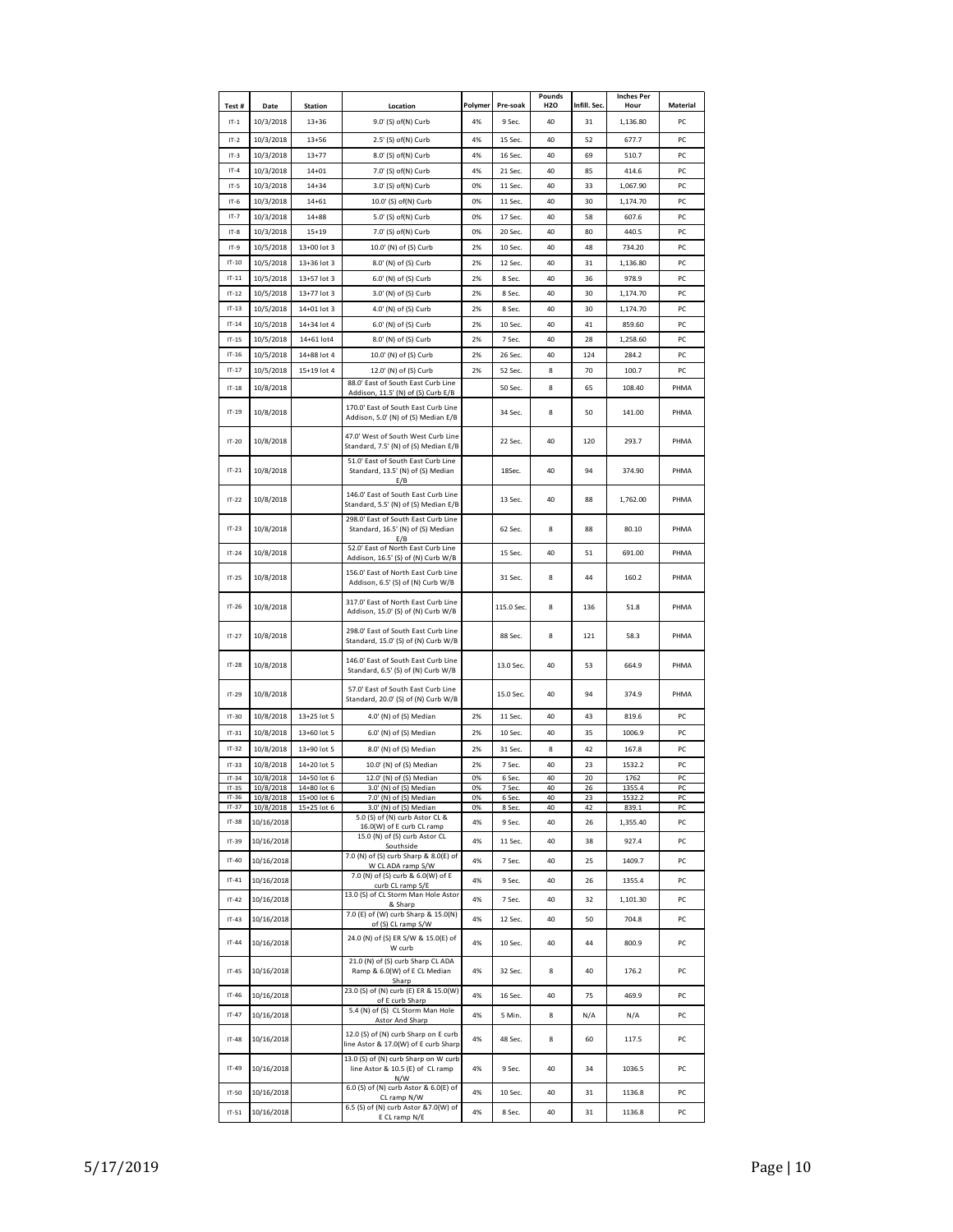| Test # | Date | Station | Location | Polymer | Pre-soak | Pounds H2O | Infill. Sec. | Inches Per Hour | Material |
|---|---|---|---|---|---|---|---|---|---|
| IT-1 | 10/3/2018 | 13+36 | 9.0' (S) of(N) Curb | 4% | 9 Sec. | 40 | 31 | 1,136.80 | PC |
| IT-2 | 10/3/2018 | 13+56 | 2.5' (S) of(N) Curb | 4% | 15 Sec. | 40 | 52 | 677.7 | PC |
| IT-3 | 10/3/2018 | 13+77 | 8.0' (S) of(N) Curb | 4% | 16 Sec. | 40 | 69 | 510.7 | PC |
| IT-4 | 10/3/2018 | 14+01 | 7.0' (S) of(N) Curb | 4% | 21 Sec. | 40 | 85 | 414.6 | PC |
| IT-5 | 10/3/2018 | 14+34 | 3.0' (S) of(N) Curb | 0% | 11 Sec. | 40 | 33 | 1,067.90 | PC |
| IT-6 | 10/3/2018 | 14+61 | 10.0' (S) of(N) Curb | 0% | 11 Sec. | 40 | 30 | 1,174.70 | PC |
| IT-7 | 10/3/2018 | 14+88 | 5.0' (S) of(N) Curb | 0% | 17 Sec. | 40 | 58 | 607.6 | PC |
| IT-8 | 10/3/2018 | 15+19 | 7.0' (S) of(N) Curb | 0% | 20 Sec. | 40 | 80 | 440.5 | PC |
| IT-9 | 10/5/2018 | 13+00 lot 3 | 10.0' (N) of (S) Curb | 2% | 10 Sec. | 40 | 48 | 734.20 | PC |
| IT-10 | 10/5/2018 | 13+36 lot 3 | 8.0' (N) of (S) Curb | 2% | 12 Sec. | 40 | 31 | 1,136.80 | PC |
| IT-11 | 10/5/2018 | 13+57 lot 3 | 6.0' (N) of (S) Curb | 2% | 8 Sec. | 40 | 36 | 978.9 | PC |
| IT-12 | 10/5/2018 | 13+77 lot 3 | 3.0' (N) of (S) Curb | 2% | 8 Sec. | 40 | 30 | 1,174.70 | PC |
| IT-13 | 10/5/2018 | 14+01 lot 3 | 4.0' (N) of (S) Curb | 2% | 8 Sec. | 40 | 30 | 1,174.70 | PC |
| IT-14 | 10/5/2018 | 14+34 lot 4 | 6.0' (N) of (S) Curb | 2% | 10 Sec. | 40 | 41 | 859.60 | PC |
| IT-15 | 10/5/2018 | 14+61 lot4 | 8.0' (N) of (S) Curb | 2% | 7 Sec. | 40 | 28 | 1,258.60 | PC |
| IT-16 | 10/5/2018 | 14+88 lot 4 | 10.0' (N) of (S) Curb | 2% | 26 Sec. | 40 | 124 | 284.2 | PC |
| IT-17 | 10/5/2018 | 15+19 lot 4 | 12.0' (N) of (S) Curb | 2% | 52 Sec. | 8 | 70 | 100.7 | PC |
| IT-18 | 10/8/2018 | | 88.0' East of South East Curb Line Addison, 11.5' (N) of (S) Curb E/B | | 50 Sec. | 8 | 65 | 108.40 | PHMA |
| IT-19 | 10/8/2018 | | 170.0' East of South East Curb Line Addison, 5.0' (N) of (S) Median E/B | | 34 Sec. | 8 | 50 | 141.00 | PHMA |
| IT-20 | 10/8/2018 | | 47.0' West of South West Curb Line Standard, 7.5' (N) of (S) Median E/B | | 22 Sec. | 40 | 120 | 293.7 | PHMA |
| IT-21 | 10/8/2018 | | 51.0' East of South East Curb Line Standard, 13.5' (N) of (S) Median E/B | | 18Sec. | 40 | 94 | 374.90 | PHMA |
| IT-22 | 10/8/2018 | | 146.0' East of South East Curb Line Standard, 5.5' (N) of (S) Median E/B | | 13 Sec. | 40 | 88 | 1,762.00 | PHMA |
| IT-23 | 10/8/2018 | | 298.0' East of South East Curb Line Standard, 16.5' (N) of (S) Median E/B | | 62 Sec. | 8 | 88 | 80.10 | PHMA |
| IT-24 | 10/8/2018 | | 52.0' East of North East Curb Line Addison, 16.5' (S) of (N) Curb W/B | | 15 Sec. | 40 | 51 | 691.00 | PHMA |
| IT-25 | 10/8/2018 | | 156.0' East of North East Curb Line Addison, 6.5' (S) of (N) Curb W/B | | 31 Sec. | 8 | 44 | 160.2 | PHMA |
| IT-26 | 10/8/2018 | | 317.0' East of North East Curb Line Addison, 15.0' (S) of (N) Curb W/B | | 115.0 Sec. | 8 | 136 | 51.8 | PHMA |
| IT-27 | 10/8/2018 | | 298.0' East of South East Curb Line Standard, 15.0' (S) of (N) Curb W/B | | 88 Sec. | 8 | 121 | 58.3 | PHMA |
| IT-28 | 10/8/2018 | | 146.0' East of South East Curb Line Standard, 6.5' (S) of (N) Curb W/B | | 13.0 Sec. | 40 | 53 | 664.9 | PHMA |
| IT-29 | 10/8/2018 | | 57.0' East of South East Curb Line Standard, 20.0' (S) of (N) Curb W/B | | 15.0 Sec. | 40 | 94 | 374.9 | PHMA |
| IT-30 | 10/8/2018 | 13+25 lot 5 | 4.0' (N) of (S) Median | 2% | 11 Sec. | 40 | 43 | 819.6 | PC |
| IT-31 | 10/8/2018 | 13+60 lot 5 | 6.0' (N) of (S) Median | 2% | 10 Sec. | 40 | 35 | 1006.9 | PC |
| IT-32 | 10/8/2018 | 13+90 lot 5 | 8.0' (N) of (S) Median | 2% | 31 Sec. | 8 | 42 | 167.8 | PC |
| IT-33 | 10/8/2018 | 14+20 lot 5 | 10.0' (N) of (S) Median | 2% | 7 Sec. | 40 | 23 | 1532.2 | PC |
| IT-34 | 10/8/2018 | 14+50 lot 6 | 12.0' (N) of (S) Median | 0% | 6 Sec. | 40 | 20 | 1762 | PC |
| IT-35 | 10/8/2018 | 14+80 lot 6 | 3.0' (N) of (S) Median | 0% | 7 Sec. | 40 | 26 | 1355.4 | PC |
| IT-36 | 10/8/2018 | 15+00 lot 6 | 7.0' (N) of (S) Median | 0% | 6 Sec. | 40 | 23 | 1532.2 | PC |
| IT-37 | 10/8/2018 | 15+25 lot 6 | 3.0' (N) of (S) Median | 0% | 8 Sec. | 40 | 42 | 839.1 | PC |
| IT-38 | 10/16/2018 | | 5.0 (S) of (N) curb Astor CL & 16.0(W) of E curb CL ramp | 4% | 9 Sec. | 40 | 26 | 1,355.40 | PC |
| IT-39 | 10/16/2018 | | 15.0 (N) of (S) curb Astor CL Southside | 4% | 11 Sec. | 40 | 38 | 927.4 | PC |
| IT-40 | 10/16/2018 | | 7.0 (N) of (S) curb Sharp & 8.0(E) of W CL ADA ramp S/W | 4% | 7 Sec. | 40 | 25 | 1409.7 | PC |
| IT-41 | 10/16/2018 | | 7.0 (N) of (S) curb & 6.0(W) of E curb CL ramp S/E | 4% | 9 Sec. | 40 | 26 | 1355.4 | PC |
| IT-42 | 10/16/2018 | | 13.0 (S) of CL Storm Man Hole Astor & Sharp | 4% | 7 Sec. | 40 | 32 | 1,101.30 | PC |
| IT-43 | 10/16/2018 | | 7.0 (E) of (W) curb Sharp & 15.0(N) of (S) CL ramp S/W | 4% | 12 Sec. | 40 | 50 | 704.8 | PC |
| IT-44 | 10/16/2018 | | 24.0 (N) of (S) ER S/W & 15.0(E) of W curb | 4% | 10 Sec. | 40 | 44 | 800.9 | PC |
| IT-45 | 10/16/2018 | | 21.0 (N) of (S) curb Sharp CL ADA Ramp & 6.0(W) of E CL Median Sharp | 4% | 32 Sec. | 8 | 40 | 176.2 | PC |
| IT-46 | 10/16/2018 | | 23.0 (S) of (N) curb (E) ER & 15.0(W) of E curb Sharp | 4% | 16 Sec. | 40 | 75 | 469.9 | PC |
| IT-47 | 10/16/2018 | | 5.4 (N) of (S) CL Storm Man Hole Astor And Sharp | 4% | 5 Min. | 8 | N/A | N/A | PC |
| IT-48 | 10/16/2018 | | 12.0 (S) of (N) curb Sharp on E curb line Astor & 17.0(W) of E curb Sharp | 4% | 48 Sec. | 8 | 60 | 117.5 | PC |
| IT-49 | 10/16/2018 | | 13.0 (S) of (N) curb Sharp on W curb line Astor & 10.5 (E) of CL ramp N/W | 4% | 9 Sec. | 40 | 34 | 1036.5 | PC |
| IT-50 | 10/16/2018 | | 6.0 (S) of (N) curb Astor & 6.0(E) of CL ramp N/W | 4% | 10 Sec. | 40 | 31 | 1136.8 | PC |
| IT-51 | 10/16/2018 | | 6.5 (S) of (N) curb Astor &7.0(W) of E CL ramp N/E | 4% | 8 Sec. | 40 | 31 | 1136.8 | PC |

5/17/2019